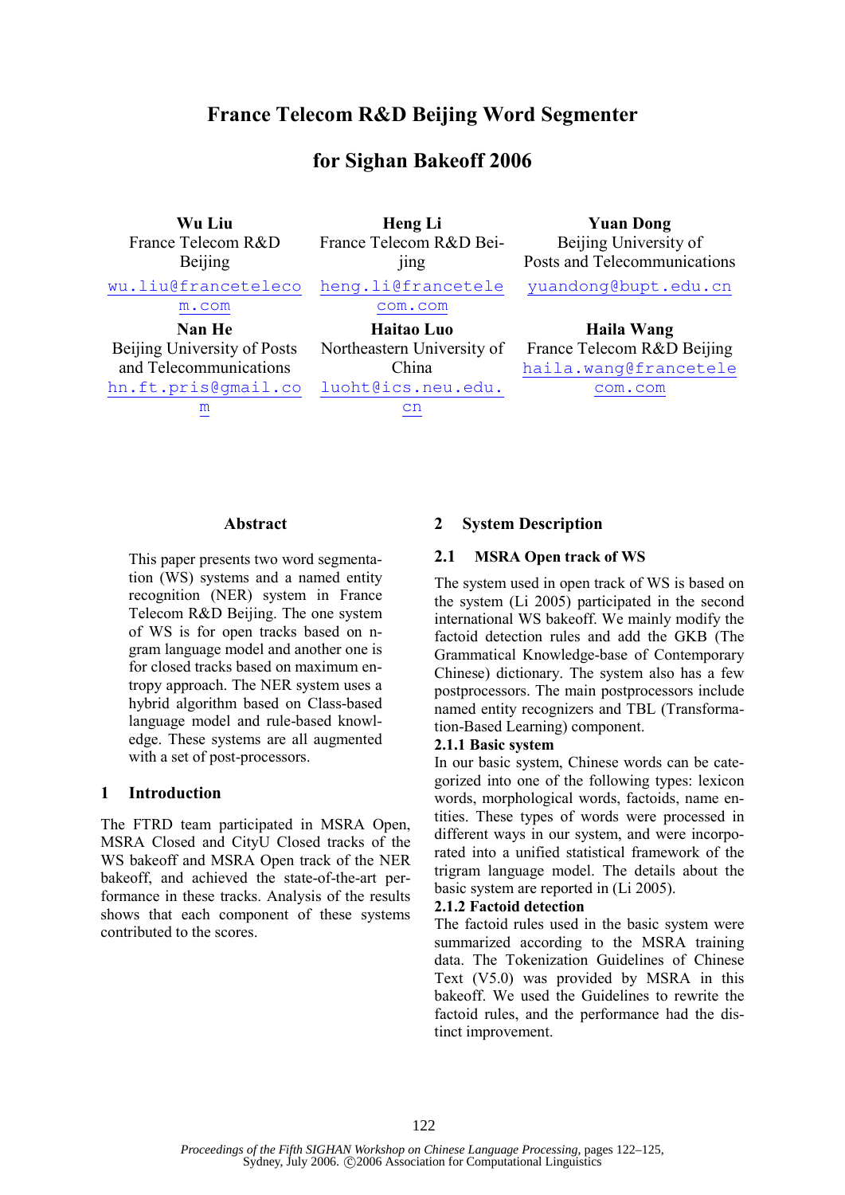# France Telecom R&D Beijing Word Segmenter for Sighan Bakeoff 2006

**Wu Liu**
France Telecom R&D Beijing
wu.liu@francetelecom.com

**Heng Li**
France Telecom R&D Beijing
heng.li@francetelecom.com

**Yuan Dong**
Beijing University of Posts and Telecommunications
yuandong@bupt.edu.cn

**Nan He**
Beijing University of Posts and Telecommunications
hn.ft.pris@gmail.com

**Haitao Luo**
Northeastern University of China
luoht@ics.neu.edu.cn

**Haila Wang**
France Telecom R&D Beijing
haila.wang@francetelecom.com

## Abstract

This paper presents two word segmentation (WS) systems and a named entity recognition (NER) system in France Telecom R&D Beijing. The one system of WS is for open tracks based on n-gram language model and another one is for closed tracks based on maximum entropy approach. The NER system uses a hybrid algorithm based on Class-based language model and rule-based knowledge. These systems are all augmented with a set of post-processors.

## 1 Introduction

The FTRD team participated in MSRA Open, MSRA Closed and CityU Closed tracks of the WS bakeoff and MSRA Open track of the NER bakeoff, and achieved the state-of-the-art performance in these tracks. Analysis of the results shows that each component of these systems contributed to the scores.

## 2 System Description

### 2.1 MSRA Open track of WS

The system used in open track of WS is based on the system (Li 2005) participated in the second international WS bakeoff. We mainly modify the factoid detection rules and add the GKB (The Grammatical Knowledge-base of Contemporary Chinese) dictionary. The system also has a few postprocessors. The main postprocessors include named entity recognizers and TBL (Transformation-Based Learning) component.

#### 2.1.1 Basic system

In our basic system, Chinese words can be categorized into one of the following types: lexicon words, morphological words, factoids, name entities. These types of words were processed in different ways in our system, and were incorporated into a unified statistical framework of the trigram language model. The details about the basic system are reported in (Li 2005).

#### 2.1.2 Factoid detection

The factoid rules used in the basic system were summarized according to the MSRA training data. The Tokenization Guidelines of Chinese Text (V5.0) was provided by MSRA in this bakeoff. We used the Guidelines to rewrite the factoid rules, and the performance had the distinct improvement.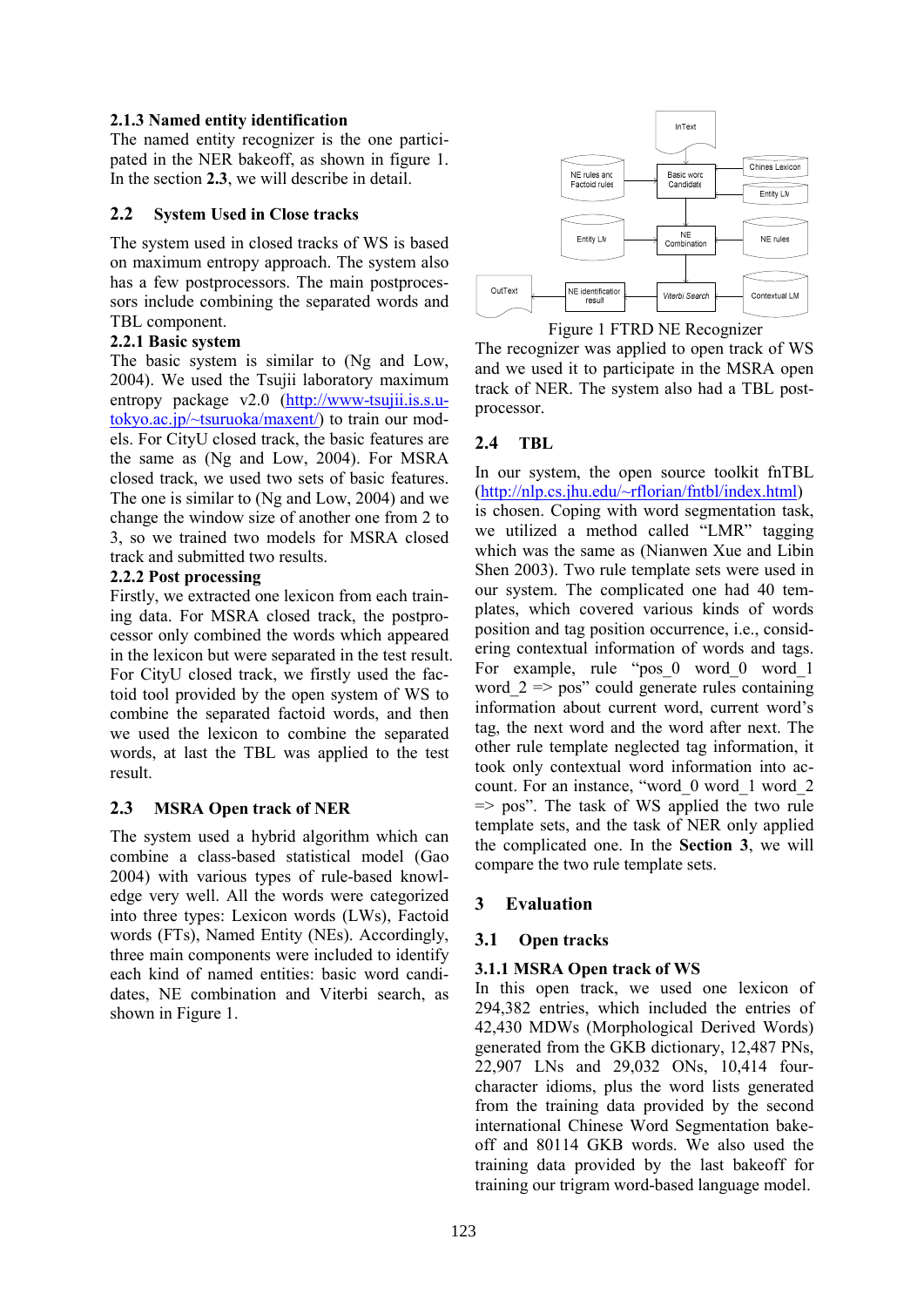### 2.1.3 Named entity identification

The named entity recognizer is the one participated in the NER bakeoff, as shown in figure 1. In the section **2.3**, we will describe in detail.

## 2.2 System Used in Close tracks

The system used in closed tracks of WS is based on maximum entropy approach. The system also has a few postprocessors. The main postprocessors include combining the separated words and TBL component.

### 2.2.1 Basic system

The basic system is similar to (Ng and Low, 2004). We used the Tsujii laboratory maximum entropy package v2.0 (http://www-tsujii.is.s.u-tokyo.ac.jp/~tsuruoka/maxent/) to train our models. For CityU closed track, the basic features are the same as (Ng and Low, 2004). For MSRA closed track, we used two sets of basic features. The one is similar to (Ng and Low, 2004) and we change the window size of another one from 2 to 3, so we trained two models for MSRA closed track and submitted two results.

### 2.2.2 Post processing

Firstly, we extracted one lexicon from each training data. For MSRA closed track, the postprocessor only combined the words which appeared in the lexicon but were separated in the test result. For CityU closed track, we firstly used the factoid tool provided by the open system of WS to combine the separated factoid words, and then we used the lexicon to combine the separated words, at last the TBL was applied to the test result.

## 2.3 MSRA Open track of NER

The system used a hybrid algorithm which can combine a class-based statistical model (Gao 2004) with various types of rule-based knowledge very well. All the words were categorized into three types: Lexicon words (LWs), Factoid words (FTs), Named Entity (NEs). Accordingly, three main components were included to identify each kind of named entities: basic word candidates, NE combination and Viterbi search, as shown in Figure 1.

InText

NE rules and Factoid rules | Basic word Candidate | Chines Lexicon | Entity LM

Entity LM | NE Combination | NE rules

OutText | NE identification result | Viterbi Search | Contextual LM

Figure 1 FTRD NE Recognizer

The recognizer was applied to open track of WS and we used it to participate in the MSRA open track of NER. The system also had a TBL postprocessor.

## 2.4 TBL

In our system, the open source toolkit fnTBL (http://nlp.cs.jhu.edu/~rflorian/fntbl/index.html) is chosen. Coping with word segmentation task, we utilized a method called "LMR" tagging which was the same as (Nianwen Xue and Libin Shen 2003). Two rule template sets were used in our system. The complicated one had 40 templates, which covered various kinds of words position and tag position occurrence, i.e., considering contextual information of words and tags. For example, rule "pos_0 word_0 word_1 word_2 => pos" could generate rules containing information about current word, current word's tag, the next word and the word after next. The other rule template neglected tag information, it took only contextual word information into account. For an instance, "word_0 word_1 word_2 => pos". The task of WS applied the two rule template sets, and the task of NER only applied the complicated one. In the **Section 3**, we will compare the two rule template sets.

# 3 Evaluation

## 3.1 Open tracks

### 3.1.1 MSRA Open track of WS

In this open track, we used one lexicon of 294,382 entries, which included the entries of 42,430 MDWs (Morphological Derived Words) generated from the GKB dictionary, 12,487 PNs, 22,907 LNs and 29,032 ONs, 10,414 four-character idioms, plus the word lists generated from the training data provided by the second international Chinese Word Segmentation bakeoff and 80114 GKB words. We also used the training data provided by the last bakeoff for training our trigram word-based language model.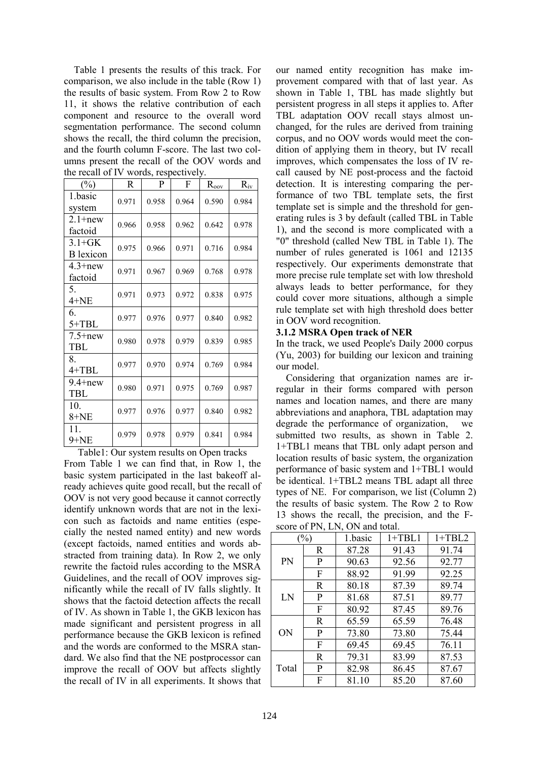Table 1 presents the results of this track. For comparison, we also include in the table (Row 1) the results of basic system. From Row 2 to Row 11, it shows the relative contribution of each component and resource to the overall word segmentation performance. The second column shows the recall, the third column the precision, and the fourth column F-score. The last two columns present the recall of the OOV words and the recall of IV words, respectively.

| (%) | R | P | F | $R_{oov}$ | $R_{iv}$ |
|---|---|---|---|---|---|
| 1.basic system | 0.971 | 0.958 | 0.964 | 0.590 | 0.984 |
| 2.1+new factoid | 0.966 | 0.958 | 0.962 | 0.642 | 0.978 |
| 3.1+GKB lexicon | 0.975 | 0.966 | 0.971 | 0.716 | 0.984 |
| 4.3+new factoid | 0.971 | 0.967 | 0.969 | 0.768 | 0.978 |
| 5. 4+NE | 0.971 | 0.973 | 0.972 | 0.838 | 0.975 |
| 6. 5+TBL | 0.977 | 0.976 | 0.977 | 0.840 | 0.982 |
| 7.5+new TBL | 0.980 | 0.978 | 0.979 | 0.839 | 0.985 |
| 8. 4+TBL | 0.977 | 0.970 | 0.974 | 0.769 | 0.984 |
| 9.4+new TBL | 0.980 | 0.971 | 0.975 | 0.769 | 0.987 |
| 10. 8+NE | 0.977 | 0.976 | 0.977 | 0.840 | 0.982 |
| 11. 9+NE | 0.979 | 0.978 | 0.979 | 0.841 | 0.984 |

Table1: Our system results on Open tracks

From Table 1 we can find that, in Row 1, the basic system participated in the last bakeoff already achieves quite good recall, but the recall of OOV is not very good because it cannot correctly identify unknown words that are not in the lexicon such as factoids and name entities (especially the nested named entity) and new words (except factoids, named entities and words abstracted from training data). In Row 2, we only rewrite the factoid rules according to the MSRA Guidelines, and the recall of OOV improves significantly while the recall of IV falls slightly. It shows that the factoid detection affects the recall of IV. As shown in Table 1, the GKB lexicon has made significant and persistent progress in all performance because the GKB lexicon is refined and the words are conformed to the MSRA standard. We also find that the NE postprocessor can improve the recall of OOV but affects slightly the recall of IV in all experiments. It shows that our named entity recognition has make improvement compared with that of last year. As shown in Table 1, TBL has made slightly but persistent progress in all steps it applies to. After TBL adaptation OOV recall stays almost unchanged, for the rules are derived from training corpus, and no OOV words would meet the condition of applying them in theory, but IV recall improves, which compensates the loss of IV recall caused by NE post-process and the factoid detection. It is interesting comparing the performance of two TBL template sets, the first template set is simple and the threshold for generating rules is 3 by default (called TBL in Table 1), and the second is more complicated with a "0" threshold (called New TBL in Table 1). The number of rules generated is 1061 and 12135 respectively. Our experiments demonstrate that more precise rule template set with low threshold always leads to better performance, for they could cover more situations, although a simple rule template set with high threshold does better in OOV word recognition.

### 3.1.2 MSRA Open track of NER

In the track, we used People's Daily 2000 corpus (Yu, 2003) for building our lexicon and training our model.

Considering that organization names are irregular in their forms compared with person names and location names, and there are many abbreviations and anaphora, TBL adaptation may degrade the performance of organization, we submitted two results, as shown in Table 2. 1+TBL1 means that TBL only adapt person and location results of basic system, the organization performance of basic system and 1+TBL1 would be identical. 1+TBL2 means TBL adapt all three types of NE. For comparison, we list (Column 2) the results of basic system. The Row 2 to Row 13 shows the recall, the precision, and the F-score of PN, LN, ON and total.

| (%) | | 1.basic | 1+TBL1 | 1+TBL2 |
|---|---|---|---|---|
| PN | R | 87.28 | 91.43 | 91.74 |
| | P | 90.63 | 92.56 | 92.77 |
| | F | 88.92 | 91.99 | 92.25 |
| LN | R | 80.18 | 87.39 | 89.74 |
| | P | 81.68 | 87.51 | 89.77 |
| | F | 80.92 | 87.45 | 89.76 |
| ON | R | 65.59 | 65.59 | 76.48 |
| | P | 73.80 | 73.80 | 75.44 |
| | F | 69.45 | 69.45 | 76.11 |
| Total | R | 79.31 | 83.99 | 87.53 |
| | P | 82.98 | 86.45 | 87.67 |
| | F | 81.10 | 85.20 | 87.60 |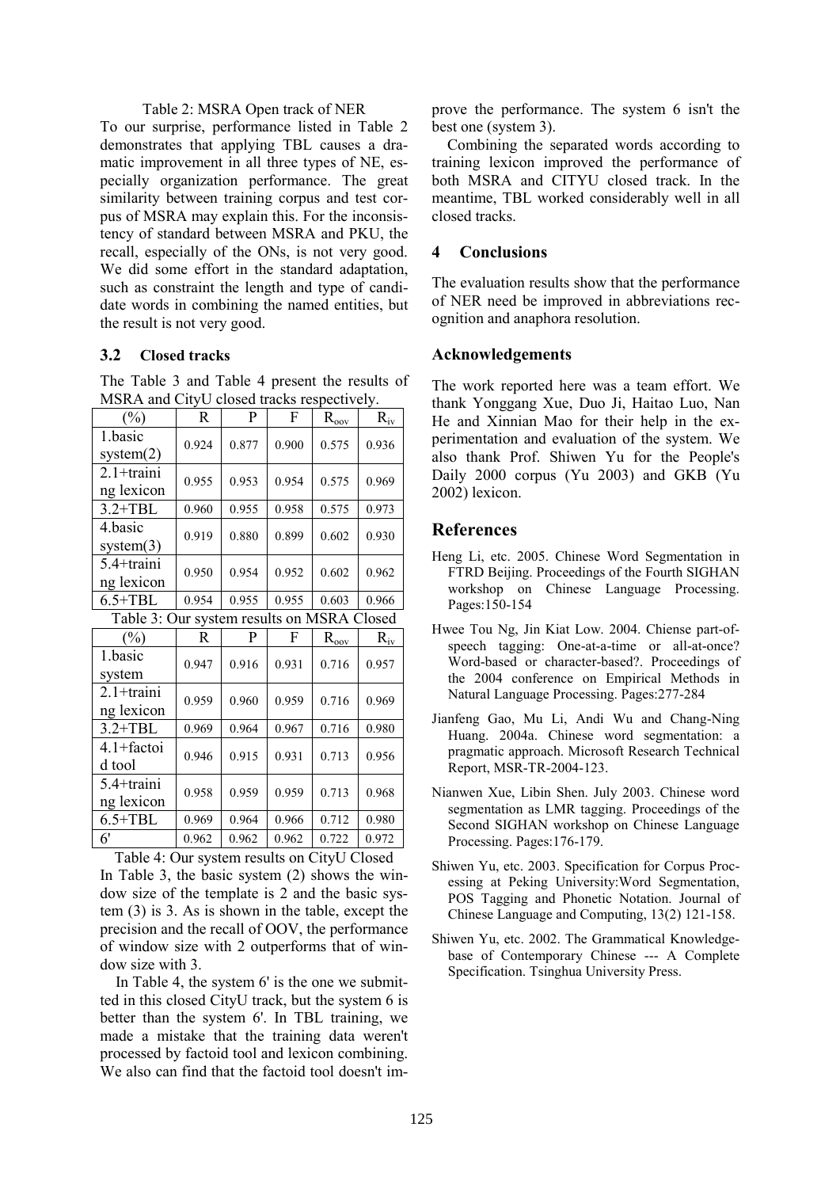Table 2: MSRA Open track of NER

To our surprise, performance listed in Table 2 demonstrates that applying TBL causes a dramatic improvement in all three types of NE, especially organization performance. The great similarity between training corpus and test corpus of MSRA may explain this. For the inconsistency of standard between MSRA and PKU, the recall, especially of the ONs, is not very good. We did some effort in the standard adaptation, such as constraint the length and type of candidate words in combining the named entities, but the result is not very good.

### 3.2 Closed tracks

The Table 3 and Table 4 present the results of MSRA and CityU closed tracks respectively.

| (%) | R | P | F | $R_{oov}$ | $R_{iv}$ |
|---|---|---|---|---|---|
| 1.basic system(2) | 0.924 | 0.877 | 0.900 | 0.575 | 0.936 |
| 2.1+training lexicon | 0.955 | 0.953 | 0.954 | 0.575 | 0.969 |
| 3.2+TBL | 0.960 | 0.955 | 0.958 | 0.575 | 0.973 |
| 4.basic system(3) | 0.919 | 0.880 | 0.899 | 0.602 | 0.930 |
| 5.4+training lexicon | 0.950 | 0.954 | 0.952 | 0.602 | 0.962 |
| 6.5+TBL | 0.954 | 0.955 | 0.955 | 0.603 | 0.966 |

Table 3: Our system results on MSRA Closed

| (%) | R | P | F | $R_{oov}$ | $R_{iv}$ |
|---|---|---|---|---|---|
| 1.basic system | 0.947 | 0.916 | 0.931 | 0.716 | 0.957 |
| 2.1+training lexicon | 0.959 | 0.960 | 0.959 | 0.716 | 0.969 |
| 3.2+TBL | 0.969 | 0.964 | 0.967 | 0.716 | 0.980 |
| 4.1+factoid tool | 0.946 | 0.915 | 0.931 | 0.713 | 0.956 |
| 5.4+training lexicon | 0.958 | 0.959 | 0.959 | 0.713 | 0.968 |
| 6.5+TBL | 0.969 | 0.964 | 0.966 | 0.712 | 0.980 |
| 6' | 0.962 | 0.962 | 0.962 | 0.722 | 0.972 |

Table 4: Our system results on CityU Closed

In Table 3, the basic system (2) shows the window size of the template is 2 and the basic system (3) is 3. As is shown in the table, except the precision and the recall of OOV, the performance of window size with 2 outperforms that of window size with 3.

In Table 4, the system 6' is the one we submitted in this closed CityU track, but the system 6 is better than the system 6'. In TBL training, we made a mistake that the training data weren't processed by factoid tool and lexicon combining. We also can find that the factoid tool doesn't improve the performance. The system 6 isn't the best one (system 3).

Combining the separated words according to training lexicon improved the performance of both MSRA and CITYU closed track. In the meantime, TBL worked considerably well in all closed tracks.

## 4 Conclusions

The evaluation results show that the performance of NER need be improved in abbreviations recognition and anaphora resolution.

## Acknowledgements

The work reported here was a team effort. We thank Yonggang Xue, Duo Ji, Haitao Luo, Nan He and Xinnian Mao for their help in the experimentation and evaluation of the system. We also thank Prof. Shiwen Yu for the People's Daily 2000 corpus (Yu 2003) and GKB (Yu 2002) lexicon.

## References

Heng Li, etc. 2005. Chinese Word Segmentation in FTRD Beijing. Proceedings of the Fourth SIGHAN workshop on Chinese Language Processing. Pages:150-154

Hwee Tou Ng, Jin Kiat Low. 2004. Chiense part-of-speech tagging: One-at-a-time or all-at-once? Word-based or character-based?. Proceedings of the 2004 conference on Empirical Methods in Natural Language Processing. Pages:277-284

Jianfeng Gao, Mu Li, Andi Wu and Chang-Ning Huang. 2004a. Chinese word segmentation: a pragmatic approach. Microsoft Research Technical Report, MSR-TR-2004-123.

Nianwen Xue, Libin Shen. July 2003. Chinese word segmentation as LMR tagging. Proceedings of the Second SIGHAN workshop on Chinese Language Processing. Pages:176-179.

Shiwen Yu, etc. 2003. Specification for Corpus Processing at Peking University:Word Segmentation, POS Tagging and Phonetic Notation. Journal of Chinese Language and Computing, 13(2) 121-158.

Shiwen Yu, etc. 2002. The Grammatical Knowledge-base of Contemporary Chinese --- A Complete Specification. Tsinghua University Press.